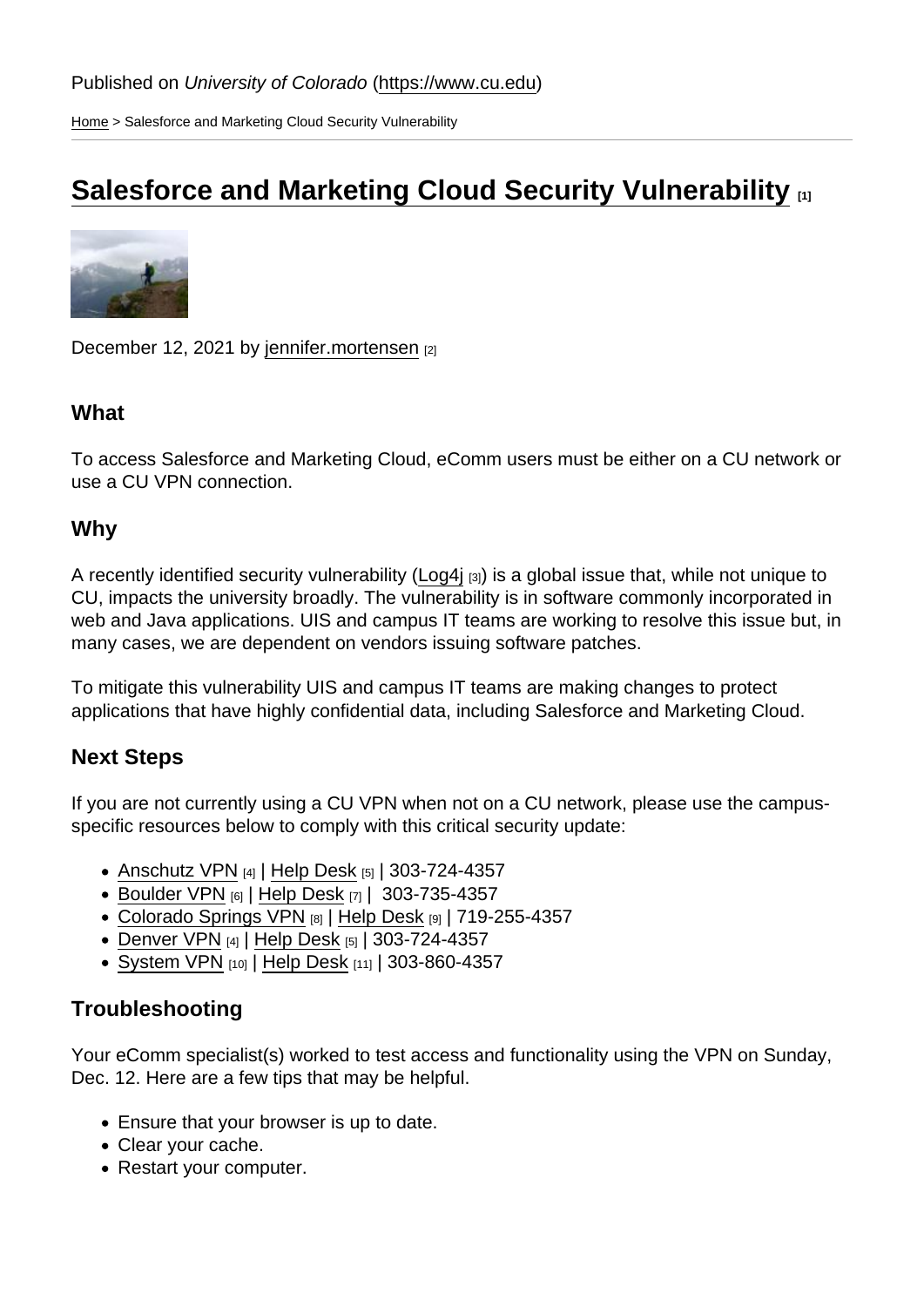Published on *University of Colorado* (https://www.cu.edu)

Home > Salesforce and Marketing Cloud Security Vulnerability

# Salesforce and Marketing Cloud Security Vulnerability [1]

December 12, 2021 by jennifer.mortensen [2]

### What

To access Salesforce and Marketing Cloud, eComm users must be either on a CU network or use a CU VPN connection.

### Why

A recently identified security vulnerability (Log4j [3]) is a global issue that, while not unique to CU, impacts the university broadly. The vulnerability is in software commonly incorporated in web and Java applications. UIS and campus IT teams are working to resolve this issue but, in many cases, we are dependent on vendors issuing software patches.

To mitigate this vulnerability UIS and campus IT teams are making changes to protect applications that have highly confidential data, including Salesforce and Marketing Cloud.

### Next Steps

If you are not currently using a CU VPN when not on a CU network, please use the campus-specific resources below to comply with this critical security update:

- Anschutz VPN [4] | Help Desk [5] | 303-724-4357
- Boulder VPN [6] | Help Desk [7] | 303-735-4357
- Colorado Springs VPN [8] | Help Desk [9] | 719-255-4357
- Denver VPN [4] | Help Desk [5] | 303-724-4357
- System VPN [10] | Help Desk [11] | 303-860-4357

### Troubleshooting

Your eComm specialist(s) worked to test access and functionality using the VPN on Sunday, Dec. 12. Here are a few tips that may be helpful.

- Ensure that your browser is up to date.
- Clear your cache.
- Restart your computer.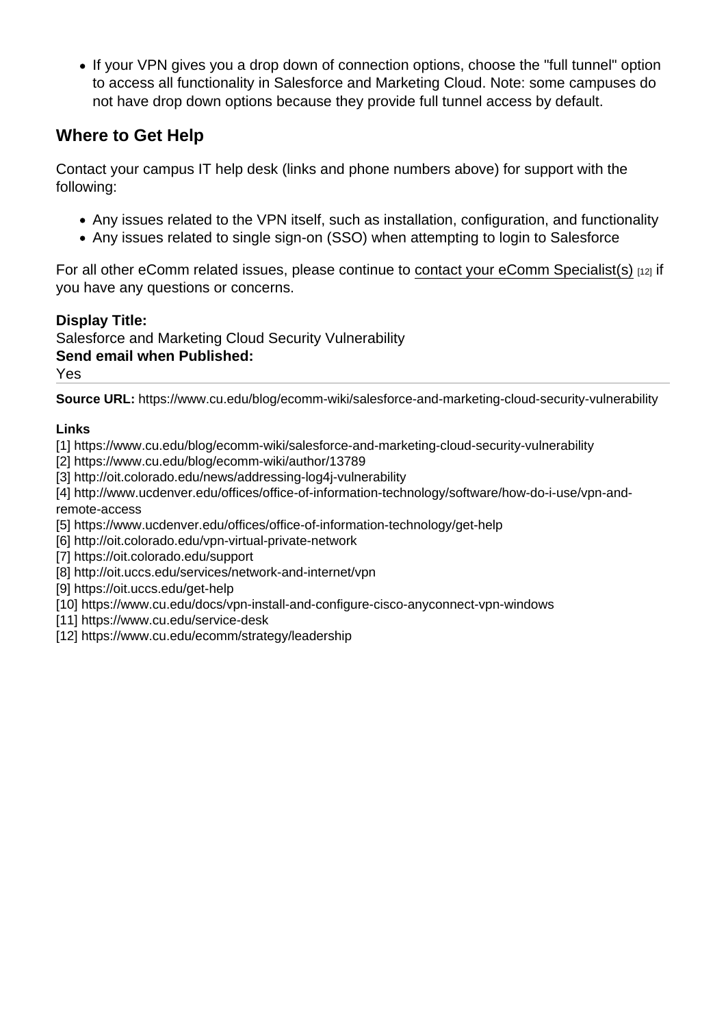- If your VPN gives you a drop down of connection options, choose the "full tunnel" option to access all functionality in Salesforce and Marketing Cloud. Note: some campuses do not have drop down options because they provide full tunnel access by default.

## Where to Get Help

Contact your campus IT help desk (links and phone numbers above) for support with the following:

- Any issues related to the VPN itself, such as installation, configuration, and functionality
- Any issues related to single sign-on (SSO) when attempting to login to Salesforce

For all other eComm related issues, please continue to contact your eComm Specialist(s) [12] if you have any questions or concerns.

**Display Title:**
Salesforce and Marketing Cloud Security Vulnerability
**Send email when Published:**
Yes

---

**Source URL:** https://www.cu.edu/blog/ecomm-wiki/salesforce-and-marketing-cloud-security-vulnerability

**Links**
[1] https://www.cu.edu/blog/ecomm-wiki/salesforce-and-marketing-cloud-security-vulnerability
[2] https://www.cu.edu/blog/ecomm-wiki/author/13789
[3] http://oit.colorado.edu/news/addressing-log4j-vulnerability
[4] http://www.ucdenver.edu/offices/office-of-information-technology/software/how-do-i-use/vpn-and-remote-access
[5] https://www.ucdenver.edu/offices/office-of-information-technology/get-help
[6] http://oit.colorado.edu/vpn-virtual-private-network
[7] https://oit.colorado.edu/support
[8] http://oit.uccs.edu/services/network-and-internet/vpn
[9] https://oit.uccs.edu/get-help
[10] https://www.cu.edu/docs/vpn-install-and-configure-cisco-anyconnect-vpn-windows
[11] https://www.cu.edu/service-desk
[12] https://www.cu.edu/ecomm/strategy/leadership